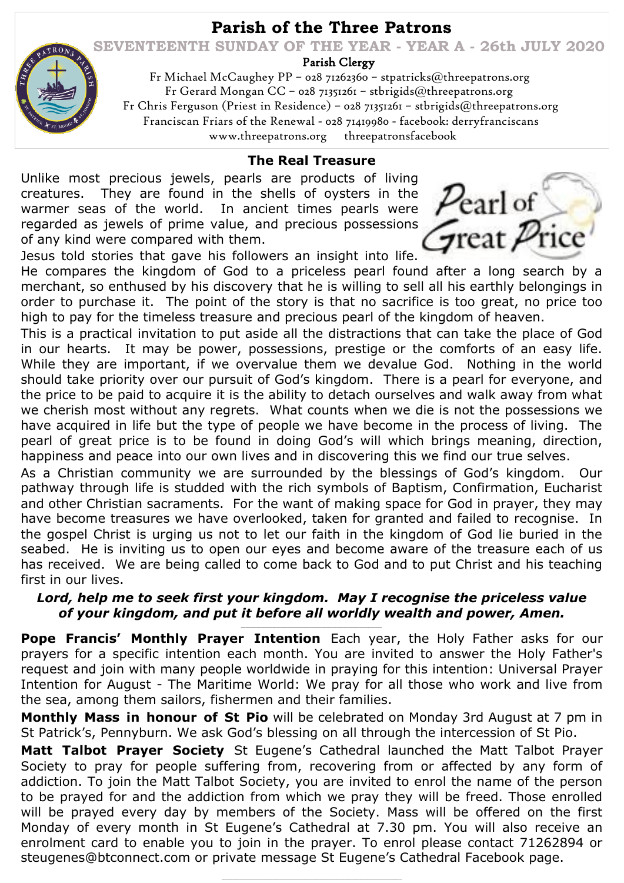# Parish of the Three Patrons

**SEVENTEENTH SUNDAY OF THE YEAR - YEAR A - 26th JULY 2020**

**Parish Clergy**

Fr Michael McCaughey PP – 028 71262360 – stpatricks@threepatrons.org
Fr Gerard Mongan CC – 028 71351261 – stbrigids@threepatrons.org
Fr Chris Ferguson (Priest in Residence) – 028 71351261 – stbrigids@threepatrons.org
Franciscan Friars of the Renewal - 028 71419980 - facebook: derryfranciscans
www.threepatrons.org threepatronsfacebook

## The Real Treasure

Pearl of Great Price

Unlike most precious jewels, pearls are products of living creatures. They are found in the shells of oysters in the warmer seas of the world. In ancient times pearls were regarded as jewels of prime value, and precious possessions of any kind were compared with them.

Jesus told stories that gave his followers an insight into life. He compares the kingdom of God to a priceless pearl found after a long search by a merchant, so enthused by his discovery that he is willing to sell all his earthly belongings in order to purchase it. The point of the story is that no sacrifice is too great, no price too high to pay for the timeless treasure and precious pearl of the kingdom of heaven.

This is a practical invitation to put aside all the distractions that can take the place of God in our hearts. It may be power, possessions, prestige or the comforts of an easy life. While they are important, if we overvalue them we devalue God. Nothing in the world should take priority over our pursuit of God's kingdom. There is a pearl for everyone, and the price to be paid to acquire it is the ability to detach ourselves and walk away from what we cherish most without any regrets. What counts when we die is not the possessions we have acquired in life but the type of people we have become in the process of living. The pearl of great price is to be found in doing God's will which brings meaning, direction, happiness and peace into our own lives and in discovering this we find our true selves.

As a Christian community we are surrounded by the blessings of God's kingdom. Our pathway through life is studded with the rich symbols of Baptism, Confirmation, Eucharist and other Christian sacraments. For the want of making space for God in prayer, they may have become treasures we have overlooked, taken for granted and failed to recognise. In the gospel Christ is urging us not to let our faith in the kingdom of God lie buried in the seabed. He is inviting us to open our eyes and become aware of the treasure each of us has received. We are being called to come back to God and to put Christ and his teaching first in our lives.

***Lord, help me to seek first your kingdom. May I recognise the priceless value of your kingdom, and put it before all worldly wealth and power, Amen.***

---

**Pope Francis' Monthly Prayer Intention** Each year, the Holy Father asks for our prayers for a specific intention each month. You are invited to answer the Holy Father's request and join with many people worldwide in praying for this intention: Universal Prayer Intention for August - The Maritime World: We pray for all those who work and live from the sea, among them sailors, fishermen and their families.

**Monthly Mass in honour of St Pio** will be celebrated on Monday 3rd August at 7 pm in St Patrick's, Pennyburn. We ask God's blessing on all through the intercession of St Pio.

**Matt Talbot Prayer Society** St Eugene's Cathedral launched the Matt Talbot Prayer Society to pray for people suffering from, recovering from or affected by any form of addiction. To join the Matt Talbot Society, you are invited to enrol the name of the person to be prayed for and the addiction from which we pray they will be freed. Those enrolled will be prayed every day by members of the Society. Mass will be offered on the first Monday of every month in St Eugene's Cathedral at 7.30 pm. You will also receive an enrolment card to enable you to join in the prayer. To enrol please contact 71262894 or steugenes@btconnect.com or private message St Eugene's Cathedral Facebook page.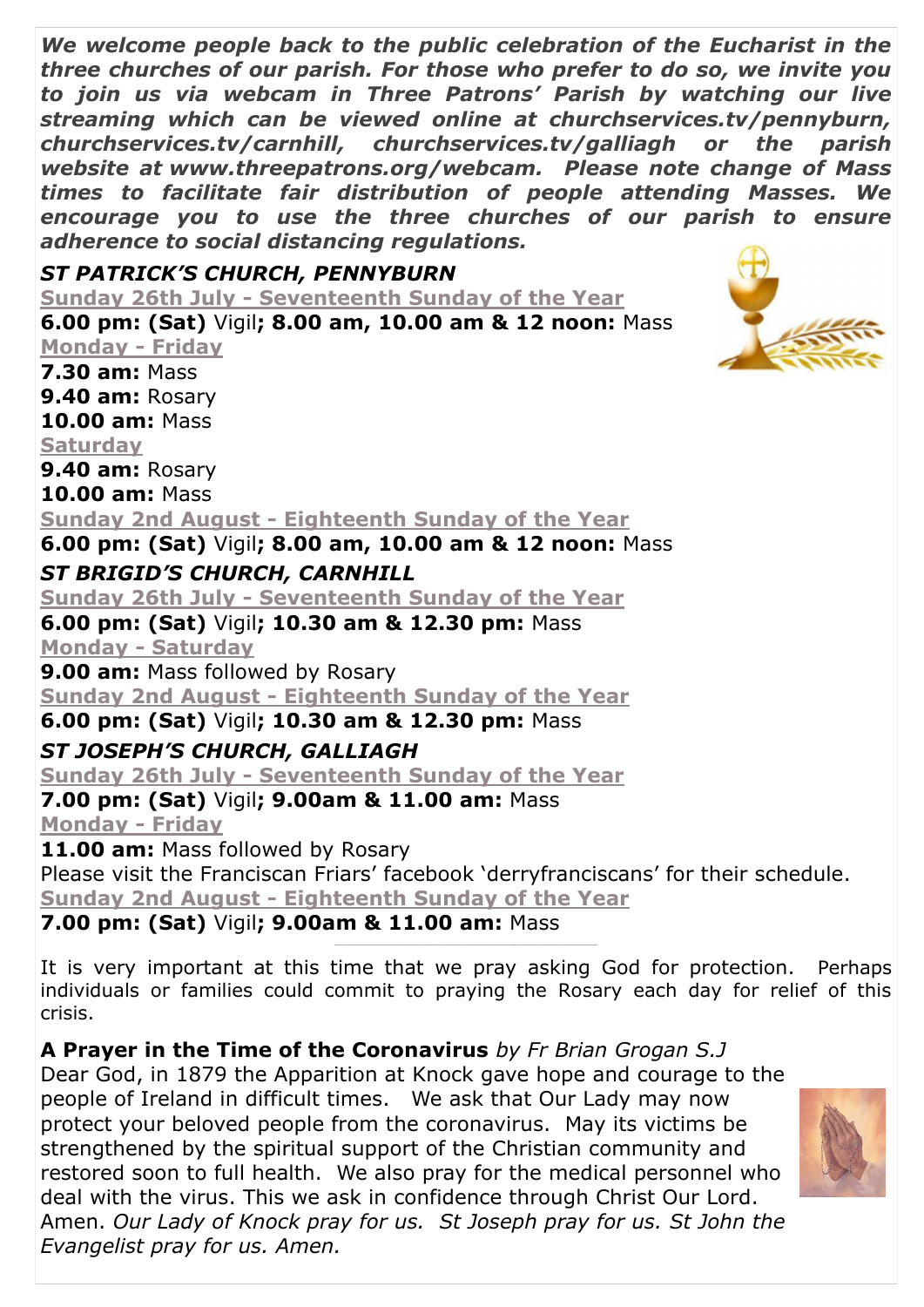***We welcome people back to the public celebration of the Eucharist in the three churches of our parish. For those who prefer to do so, we invite you to join us via webcam in Three Patrons' Parish by watching our live streaming which can be viewed online at churchservices.tv/pennyburn, churchservices.tv/carnhill, churchservices.tv/galliagh or the parish website at www.threepatrons.org/webcam. Please note change of Mass times to facilitate fair distribution of people attending Masses. We encourage you to use the three churches of our parish to ensure adherence to social distancing regulations.***

### *ST PATRICK'S CHURCH, PENNYBURN*

**Sunday 26th July - Seventeenth Sunday of the Year**

**6.00 pm: (Sat)** Vigil**; 8.00 am, 10.00 am & 12 noon:** Mass

**Monday - Friday**

**7.30 am:** Mass
**9.40 am:** Rosary
**10.00 am:** Mass

**Saturday**

**9.40 am:** Rosary
**10.00 am:** Mass

**Sunday 2nd August - Eighteenth Sunday of the Year**

**6.00 pm: (Sat)** Vigil**; 8.00 am, 10.00 am & 12 noon:** Mass

### *ST BRIGID'S CHURCH, CARNHILL*

**Sunday 26th July - Seventeenth Sunday of the Year**

**6.00 pm: (Sat)** Vigil**; 10.30 am & 12.30 pm:** Mass

**Monday - Saturday**

**9.00 am:** Mass followed by Rosary

**Sunday 2nd August - Eighteenth Sunday of the Year**

**6.00 pm: (Sat)** Vigil**; 10.30 am & 12.30 pm:** Mass

### *ST JOSEPH'S CHURCH, GALLIAGH*

**Sunday 26th July - Seventeenth Sunday of the Year**

**7.00 pm: (Sat)** Vigil**; 9.00am & 11.00 am:** Mass

**Monday - Friday**

**11.00 am:** Mass followed by Rosary

Please visit the Franciscan Friars' facebook 'derryfranciscans' for their schedule.

**Sunday 2nd August - Eighteenth Sunday of the Year**

**7.00 pm: (Sat)** Vigil**; 9.00am & 11.00 am:** Mass

---

It is very important at this time that we pray asking God for protection. Perhaps individuals or families could commit to praying the Rosary each day for relief of this crisis.

**A Prayer in the Time of the Coronavirus** *by Fr Brian Grogan S.J*

Dear God, in 1879 the Apparition at Knock gave hope and courage to the people of Ireland in difficult times. We ask that Our Lady may now protect your beloved people from the coronavirus. May its victims be strengthened by the spiritual support of the Christian community and restored soon to full health. We also pray for the medical personnel who deal with the virus. This we ask in confidence through Christ Our Lord. Amen. *Our Lady of Knock pray for us. St Joseph pray for us. St John the Evangelist pray for us. Amen.*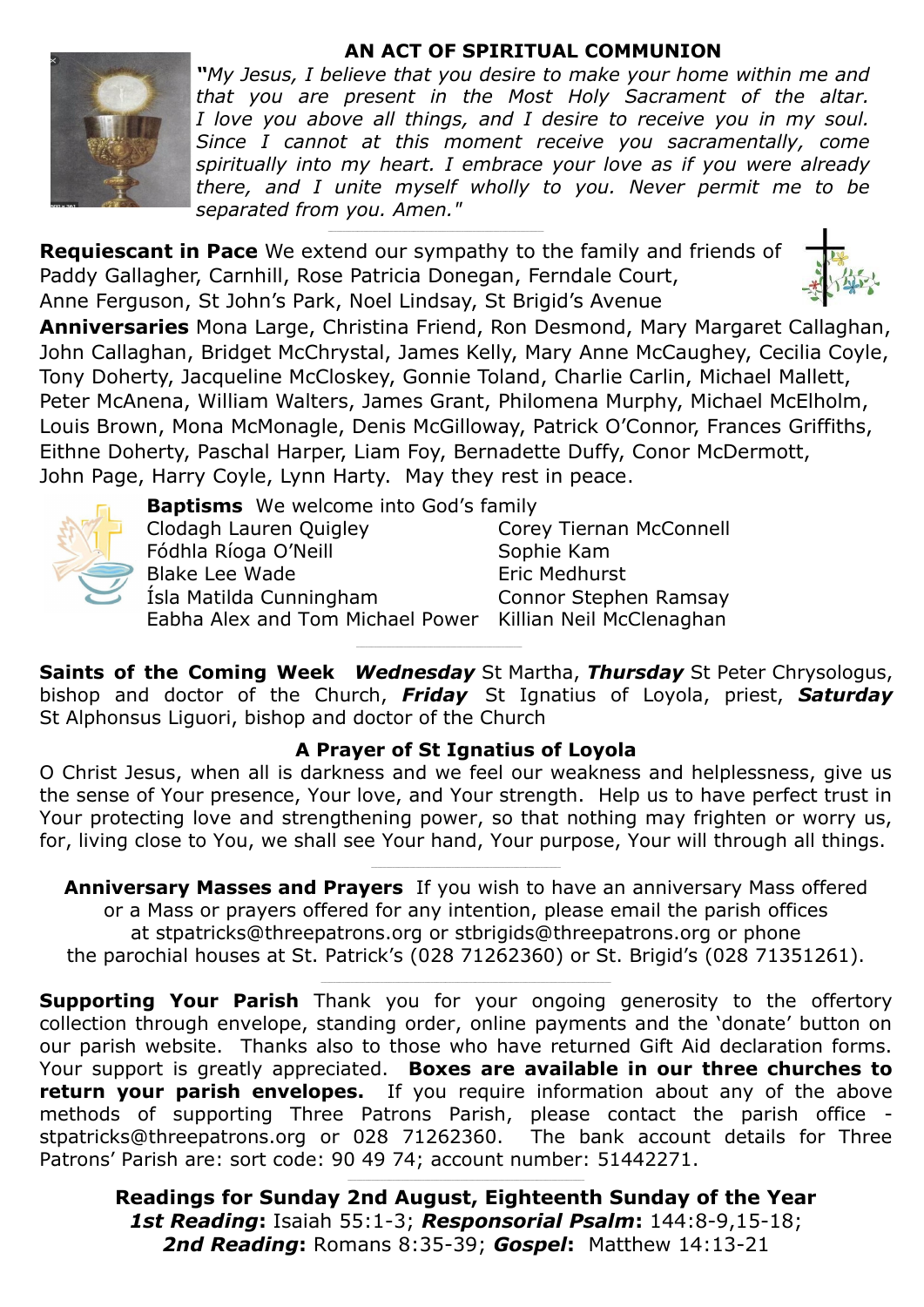## AN ACT OF SPIRITUAL COMMUNION

*"My Jesus, I believe that you desire to make your home within me and that you are present in the Most Holy Sacrament of the altar. I love you above all things, and I desire to receive you in my soul. Since I cannot at this moment receive you sacramentally, come spiritually into my heart. I embrace your love as if you were already there, and I unite myself wholly to you. Never permit me to be separated from you. Amen."*

**Requiescant in Pace** We extend our sympathy to the family and friends of Paddy Gallagher, Carnhill, Rose Patricia Donegan, Ferndale Court, Anne Ferguson, St John's Park, Noel Lindsay, St Brigid's Avenue

**Anniversaries** Mona Large, Christina Friend, Ron Desmond, Mary Margaret Callaghan, John Callaghan, Bridget McChrystal, James Kelly, Mary Anne McCaughey, Cecilia Coyle, Tony Doherty, Jacqueline McCloskey, Gonnie Toland, Charlie Carlin, Michael Mallett, Peter McAnena, William Walters, James Grant, Philomena Murphy, Michael McElholm, Louis Brown, Mona McMonagle, Denis McGilloway, Patrick O'Connor, Frances Griffiths, Eithne Doherty, Paschal Harper, Liam Foy, Bernadette Duffy, Conor McDermott, John Page, Harry Coyle, Lynn Harty. May they rest in peace.

**Baptisms** We welcome into God's family

Clodagh Lauren Quigley
Fódhla Ríoga O'Neill
Blake Lee Wade
Ísla Matilda Cunningham
Eabha Alex and Tom Michael Power
Corey Tiernan McConnell
Sophie Kam
Eric Medhurst
Connor Stephen Ramsay
Killian Neil McClenaghan

**Saints of the Coming Week** ***Wednesday*** St Martha, ***Thursday*** St Peter Chrysologus, bishop and doctor of the Church, ***Friday*** St Ignatius of Loyola, priest, ***Saturday*** St Alphonsus Liguori, bishop and doctor of the Church

## A Prayer of St Ignatius of Loyola

O Christ Jesus, when all is darkness and we feel our weakness and helplessness, give us the sense of Your presence, Your love, and Your strength. Help us to have perfect trust in Your protecting love and strengthening power, so that nothing may frighten or worry us, for, living close to You, we shall see Your hand, Your purpose, Your will through all things.

**Anniversary Masses and Prayers** If you wish to have an anniversary Mass offered or a Mass or prayers offered for any intention, please email the parish offices at stpatricks@threepatrons.org or stbrigids@threepatrons.org or phone the parochial houses at St. Patrick's (028 71262360) or St. Brigid's (028 71351261).

**Supporting Your Parish** Thank you for your ongoing generosity to the offertory collection through envelope, standing order, online payments and the 'donate' button on our parish website. Thanks also to those who have returned Gift Aid declaration forms. Your support is greatly appreciated. **Boxes are available in our three churches to return your parish envelopes.** If you require information about any of the above methods of supporting Three Patrons Parish, please contact the parish office - stpatricks@threepatrons.org or 028 71262360. The bank account details for Three Patrons' Parish are: sort code: 90 49 74; account number: 51442271.

**Readings for Sunday 2nd August, Eighteenth Sunday of the Year**
***1st Reading*:** Isaiah 55:1-3; ***Responsorial Psalm*:** 144:8-9,15-18;
***2nd Reading*:** Romans 8:35-39; ***Gospel*:** Matthew 14:13-21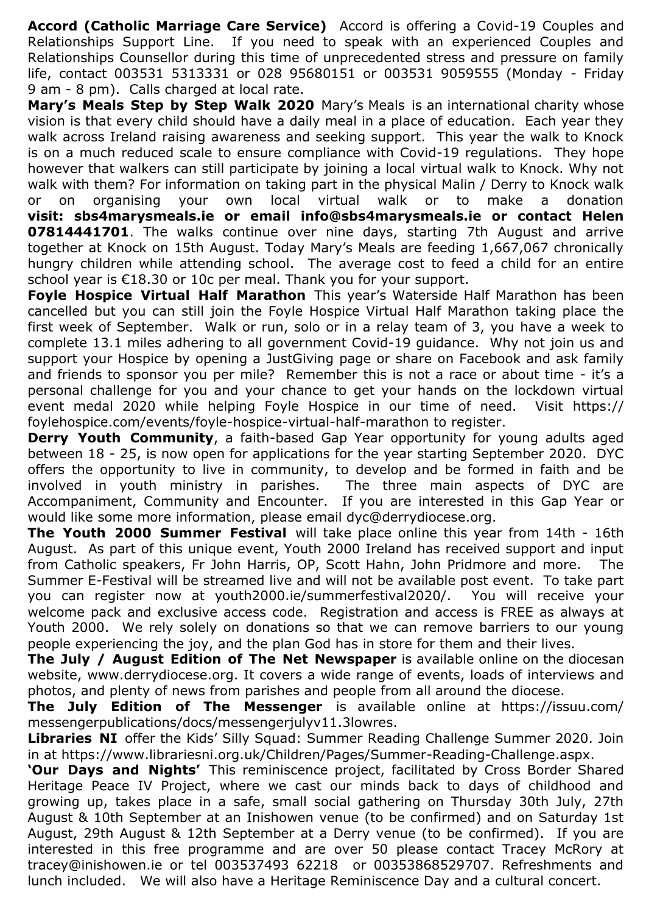**Accord (Catholic Marriage Care Service)** Accord is offering a Covid-19 Couples and Relationships Support Line. If you need to speak with an experienced Couples and Relationships Counsellor during this time of unprecedented stress and pressure on family life, contact 003531 5313331 or 028 95680151 or 003531 9059555 (Monday - Friday 9 am - 8 pm). Calls charged at local rate.

**Mary's Meals Step by Step Walk 2020** Mary's Meals is an international charity whose vision is that every child should have a daily meal in a place of education. Each year they walk across Ireland raising awareness and seeking support. This year the walk to Knock is on a much reduced scale to ensure compliance with Covid-19 regulations. They hope however that walkers can still participate by joining a local virtual walk to Knock. Why not walk with them? For information on taking part in the physical Malin / Derry to Knock walk or on organising your own local virtual walk or to make a donation **visit: sbs4marysmeals.ie or email info@sbs4marysmeals.ie or contact Helen 07814441701**. The walks continue over nine days, starting 7th August and arrive together at Knock on 15th August. Today Mary's Meals are feeding 1,667,067 chronically hungry children while attending school. The average cost to feed a child for an entire school year is €18.30 or 10c per meal. Thank you for your support.

**Foyle Hospice Virtual Half Marathon** This year's Waterside Half Marathon has been cancelled but you can still join the Foyle Hospice Virtual Half Marathon taking place the first week of September. Walk or run, solo or in a relay team of 3, you have a week to complete 13.1 miles adhering to all government Covid-19 guidance. Why not join us and support your Hospice by opening a JustGiving page or share on Facebook and ask family and friends to sponsor you per mile? Remember this is not a race or about time - it's a personal challenge for you and your chance to get your hands on the lockdown virtual event medal 2020 while helping Foyle Hospice in our time of need. Visit https://foylehospice.com/events/foyle-hospice-virtual-half-marathon to register.

**Derry Youth Community**, a faith-based Gap Year opportunity for young adults aged between 18 - 25, is now open for applications for the year starting September 2020. DYC offers the opportunity to live in community, to develop and be formed in faith and be involved in youth ministry in parishes. The three main aspects of DYC are Accompaniment, Community and Encounter. If you are interested in this Gap Year or would like some more information, please email dyc@derrydiocese.org.

**The Youth 2000 Summer Festival** will take place online this year from 14th - 16th August. As part of this unique event, Youth 2000 Ireland has received support and input from Catholic speakers, Fr John Harris, OP, Scott Hahn, John Pridmore and more. The Summer E-Festival will be streamed live and will not be available post event. To take part you can register now at youth2000.ie/summerfestival2020/. You will receive your welcome pack and exclusive access code. Registration and access is FREE as always at Youth 2000. We rely solely on donations so that we can remove barriers to our young people experiencing the joy, and the plan God has in store for them and their lives.

**The July / August Edition of The Net Newspaper** is available online on the diocesan website, www.derrydiocese.org. It covers a wide range of events, loads of interviews and photos, and plenty of news from parishes and people from all around the diocese.

**The July Edition of The Messenger** is available online at https://issuu.com/messengerpublications/docs/messengerjulyv11.3lowres.

**Libraries NI** offer the Kids' Silly Squad: Summer Reading Challenge Summer 2020. Join in at https://www.librariesni.org.uk/Children/Pages/Summer-Reading-Challenge.aspx.

**'Our Days and Nights'** This reminiscence project, facilitated by Cross Border Shared Heritage Peace IV Project, where we cast our minds back to days of childhood and growing up, takes place in a safe, small social gathering on Thursday 30th July, 27th August & 10th September at an Inishowen venue (to be confirmed) and on Saturday 1st August, 29th August & 12th September at a Derry venue (to be confirmed). If you are interested in this free programme and are over 50 please contact Tracey McRory at tracey@inishowen.ie or tel 003537493 62218 or 00353868529707. Refreshments and lunch included. We will also have a Heritage Reminiscence Day and a cultural concert.